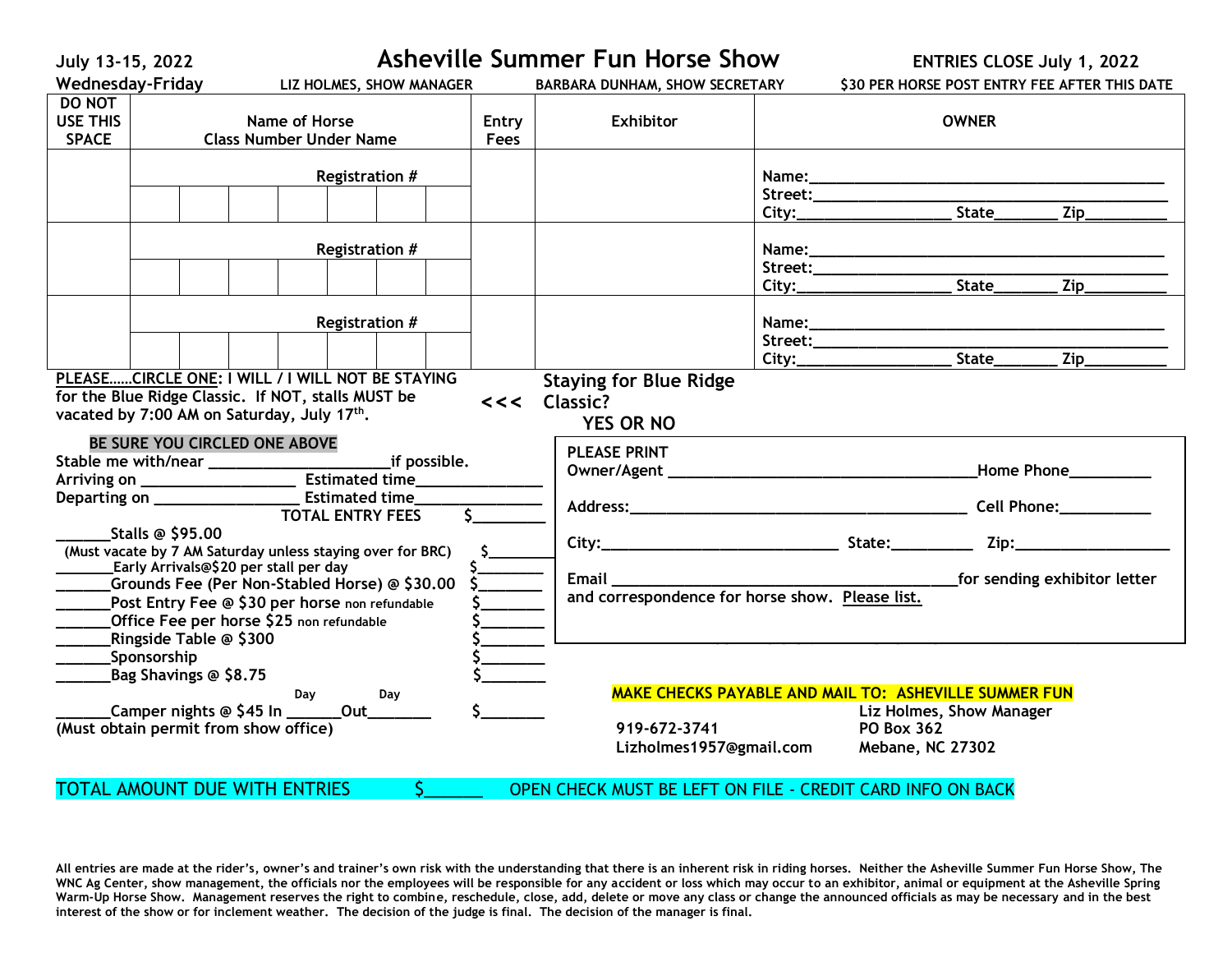July 13-15, 2022
Wednesday-Friday

# Asheville Summer Fun Horse Show

LIZ HOLMES, SHOW MANAGER  BARBARA DUNHAM, SHOW SECRETARY

**ENTRIES CLOSE July 1, 2022**
$30 PER HORSE POST ENTRY FEE AFTER THIS DATE

| DO NOT USE THIS SPACE | Name of Horse Class Number Under Name | Entry Fees | Exhibitor | OWNER |
|---|---|---|---|---|
| | Registration # | | | Name:____ Street:____ City:____ State____ Zip____ |
| | Registration # | | | Name:____ Street:____ City:____ State____ Zip____ |
| | Registration # | | | Name:____ Street:____ City:____ State____ Zip____ |

**PLEASE……CIRCLE ONE: I WILL / I WILL NOT BE STAYING for the Blue Ridge Classic. If NOT, stalls MUST be vacated by 7:00 AM on Saturday, July 17th.** <<<

**Staying for Blue Ridge Classic? YES OR NO**

**BE SURE YOU CIRCLED ONE ABOVE**

Stable me with/near ____________________if possible.
Arriving on _______________ Estimated time_____________
Departing on _______________ Estimated time_____________
TOTAL ENTRY FEES $________

______Stalls @ $95.00
(Must vacate by 7 AM Saturday unless staying over for BRC) $________
_______Early Arrivals@$20 per stall per day $________
______Grounds Fee (Per Non-Stabled Horse) @ $30.00 $________
______Post Entry Fee @ $30 per horse non refundable $________
______Office Fee per horse $25 non refundable $________
______Ringside Table @ $300 $________
______Sponsorship $________
______Bag Shavings @ $8.75 $________
______Camper nights @ $45 In ______(Day) Out_______(Day) $________
(Must obtain permit from show office)

PLEASE PRINT
Owner/Agent ________________________________Home Phone_________
Address:____________________________________ Cell Phone:__________
City:_________________________ State:_________ Zip:________________
Email ______________________________________for sending exhibitor letter and correspondence for horse show. Please list.

**MAKE CHECKS PAYABLE AND MAIL TO: ASHEVILLE SUMMER FUN**
Liz Holmes, Show Manager
PO Box 362
Mebane, NC 27302

919-672-3741
Lizholmes1957@gmail.com

TOTAL AMOUNT DUE WITH ENTRIES $______ OPEN CHECK MUST BE LEFT ON FILE - CREDIT CARD INFO ON BACK

**All entries are made at the rider's, owner's and trainer's own risk with the understanding that there is an inherent risk in riding horses. Neither the Asheville Summer Fun Horse Show, The WNC Ag Center, show management, the officials nor the employees will be responsible for any accident or loss which may occur to an exhibitor, animal or equipment at the Asheville Spring Warm-Up Horse Show. Management reserves the right to combine, reschedule, close, add, delete or move any class or change the announced officials as may be necessary and in the best interest of the show or for inclement weather. The decision of the judge is final. The decision of the manager is final.**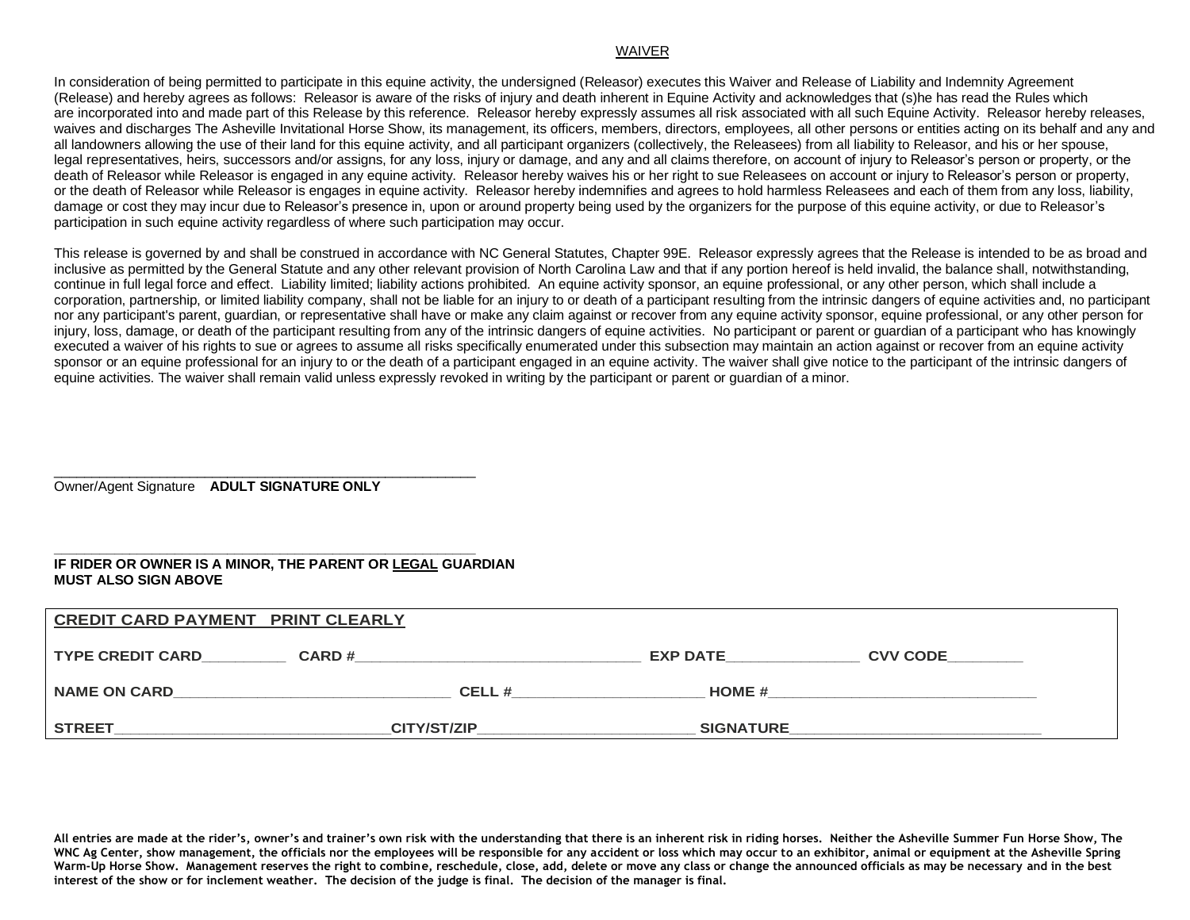# WAIVER

In consideration of being permitted to participate in this equine activity, the undersigned (Releasor) executes this Waiver and Release of Liability and Indemnity Agreement (Release) and hereby agrees as follows: Releasor is aware of the risks of injury and death inherent in Equine Activity and acknowledges that (s)he has read the Rules which are incorporated into and made part of this Release by this reference. Releasor hereby expressly assumes all risk associated with all such Equine Activity. Releasor hereby releases, waives and discharges The Asheville Invitational Horse Show, its management, its officers, members, directors, employees, all other persons or entities acting on its behalf and any and all landowners allowing the use of their land for this equine activity, and all participant organizers (collectively, the Releasees) from all liability to Releasor, and his or her spouse, legal representatives, heirs, successors and/or assigns, for any loss, injury or damage, and any and all claims therefore, on account of injury to Releasor's person or property, or the death of Releasor while Releasor is engaged in any equine activity. Releasor hereby waives his or her right to sue Releasees on account or injury to Releasor's person or property, or the death of Releasor while Releasor is engages in equine activity. Releasor hereby indemnifies and agrees to hold harmless Releasees and each of them from any loss, liability, damage or cost they may incur due to Releasor's presence in, upon or around property being used by the organizers for the purpose of this equine activity, or due to Releasor's participation in such equine activity regardless of where such participation may occur.

This release is governed by and shall be construed in accordance with NC General Statutes, Chapter 99E. Releasor expressly agrees that the Release is intended to be as broad and inclusive as permitted by the General Statute and any other relevant provision of North Carolina Law and that if any portion hereof is held invalid, the balance shall, notwithstanding, continue in full legal force and effect. Liability limited; liability actions prohibited. An equine activity sponsor, an equine professional, or any other person, which shall include a corporation, partnership, or limited liability company, shall not be liable for an injury to or death of a participant resulting from the intrinsic dangers of equine activities and, no participant nor any participant's parent, guardian, or representative shall have or make any claim against or recover from any equine activity sponsor, equine professional, or any other person for injury, loss, damage, or death of the participant resulting from any of the intrinsic dangers of equine activities. No participant or parent or guardian of a participant who has knowingly executed a waiver of his rights to sue or agrees to assume all risks specifically enumerated under this subsection may maintain an action against or recover from an equine activity sponsor or an equine professional for an injury to or the death of a participant engaged in an equine activity. The waiver shall give notice to the participant of the intrinsic dangers of equine activities. The waiver shall remain valid unless expressly revoked in writing by the participant or parent or guardian of a minor.

______________________________________________________

Owner/Agent Signature **ADULT SIGNATURE ONLY**

______________________________________________________

**IF RIDER OR OWNER IS A MINOR, THE PARENT OR LEGAL GUARDIAN MUST ALSO SIGN ABOVE**

**CREDIT CARD PAYMENT PRINT CLEARLY**

**TYPE CREDIT CARD**__________ **CARD #**__________________________________ **EXP DATE**_______________ **CVV CODE**________

**NAME ON CARD**_________________________________ **CELL #**______________________ **HOME #**_______________________________

**STREET**________________________________**CITY/ST/ZIP**_________________________ **SIGNATURE**_____________________________

**All entries are made at the rider's, owner's and trainer's own risk with the understanding that there is an inherent risk in riding horses. Neither the Asheville Summer Fun Horse Show, The WNC Ag Center, show management, the officials nor the employees will be responsible for any accident or loss which may occur to an exhibitor, animal or equipment at the Asheville Spring Warm-Up Horse Show. Management reserves the right to combine, reschedule, close, add, delete or move any class or change the announced officials as may be necessary and in the best interest of the show or for inclement weather. The decision of the judge is final. The decision of the manager is final.**